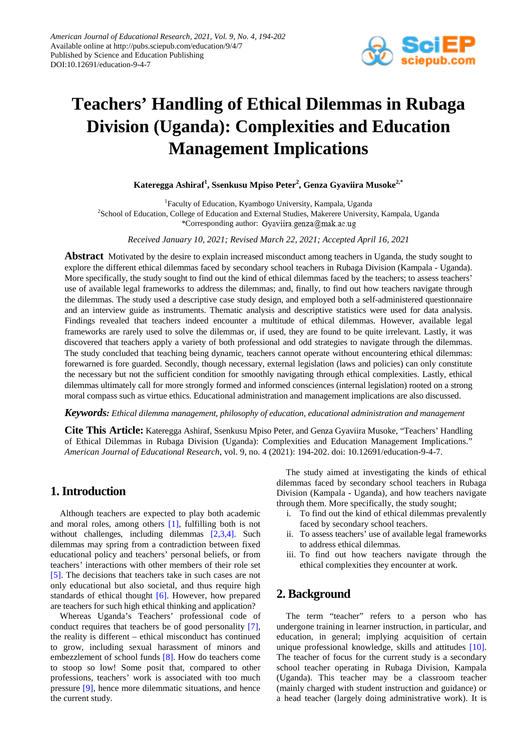# Teachers' Handling of Ethical Dilemmas in Rubaga Division (Uganda): Complexities and Education Management Implications

**Kateregga Ashiraf[1], Ssenkusu Mpiso Peter[2], Genza Gyaviira Musoke[2,*]**

[1]Faculty of Education, Kyambogo University, Kampala, Uganda
[2]School of Education, College of Education and External Studies, Makerere University, Kampala, Uganda
*Corresponding author: Gyaviira.genza@mak.ac.ug

*Received January 10, 2021; Revised March 22, 2021; Accepted April 16, 2021*

**Abstract** Motivated by the desire to explain increased misconduct among teachers in Uganda, the study sought to explore the different ethical dilemmas faced by secondary school teachers in Rubaga Division (Kampala - Uganda). More specifically, the study sought to find out the kind of ethical dilemmas faced by the teachers; to assess teachers' use of available legal frameworks to address the dilemmas; and, finally, to find out how teachers navigate through the dilemmas. The study used a descriptive case study design, and employed both a self-administered questionnaire and an interview guide as instruments. Thematic analysis and descriptive statistics were used for data analysis. Findings revealed that teachers indeed encounter a multitude of ethical dilemmas. However, available legal frameworks are rarely used to solve the dilemmas or, if used, they are found to be quite irrelevant. Lastly, it was discovered that teachers apply a variety of both professional and odd strategies to navigate through the dilemmas. The study concluded that teaching being dynamic, teachers cannot operate without encountering ethical dilemmas: forewarned is fore guarded. Secondly, though necessary, external legislation (laws and policies) can only constitute the necessary but not the sufficient condition for smoothly navigating through ethical complexities. Lastly, ethical dilemmas ultimately call for more strongly formed and informed consciences (internal legislation) rooted on a strong moral compass such as virtue ethics. Educational administration and management implications are also discussed.

***Keywords:*** *Ethical dilemma management, philosophy of education, educational administration and management*

**Cite This Article:** Kateregga Ashiraf, Ssenkusu Mpiso Peter, and Genza Gyaviira Musoke, "Teachers' Handling of Ethical Dilemmas in Rubaga Division (Uganda): Complexities and Education Management Implications." *American Journal of Educational Research*, vol. 9, no. 4 (2021): 194-202. doi: 10.12691/education-9-4-7.

## 1. Introduction

Although teachers are expected to play both academic and moral roles, among others [1], fulfilling both is not without challenges, including dilemmas [2,3,4]. Such dilemmas may spring from a contradiction between fixed educational policy and teachers' personal beliefs, or from teachers' interactions with other members of their role set [5]. The decisions that teachers take in such cases are not only educational but also societal, and thus require high standards of ethical thought [6]. However, how prepared are teachers for such high ethical thinking and application?

Whereas Uganda's Teachers' professional code of conduct requires that teachers be of good personality [7], the reality is different – ethical misconduct has continued to grow, including sexual harassment of minors and embezzlement of school funds [8]. How do teachers come to stoop so low! Some posit that, compared to other professions, teachers' work is associated with too much pressure [9], hence more dilemmatic situations, and hence the current study.

The study aimed at investigating the kinds of ethical dilemmas faced by secondary school teachers in Rubaga Division (Kampala - Uganda), and how teachers navigate through them. More specifically, the study sought;

i. To find out the kind of ethical dilemmas prevalently faced by secondary school teachers.
ii. To assess teachers' use of available legal frameworks to address ethical dilemmas.
iii. To find out how teachers navigate through the ethical complexities they encounter at work.

## 2. Background

The term "teacher" refers to a person who has undergone training in learner instruction, in particular, and education, in general; implying acquisition of certain unique professional knowledge, skills and attitudes [10]. The teacher of focus for the current study is a secondary school teacher operating in Rubaga Division, Kampala (Uganda). This teacher may be a classroom teacher (mainly charged with student instruction and guidance) or a head teacher (largely doing administrative work). It is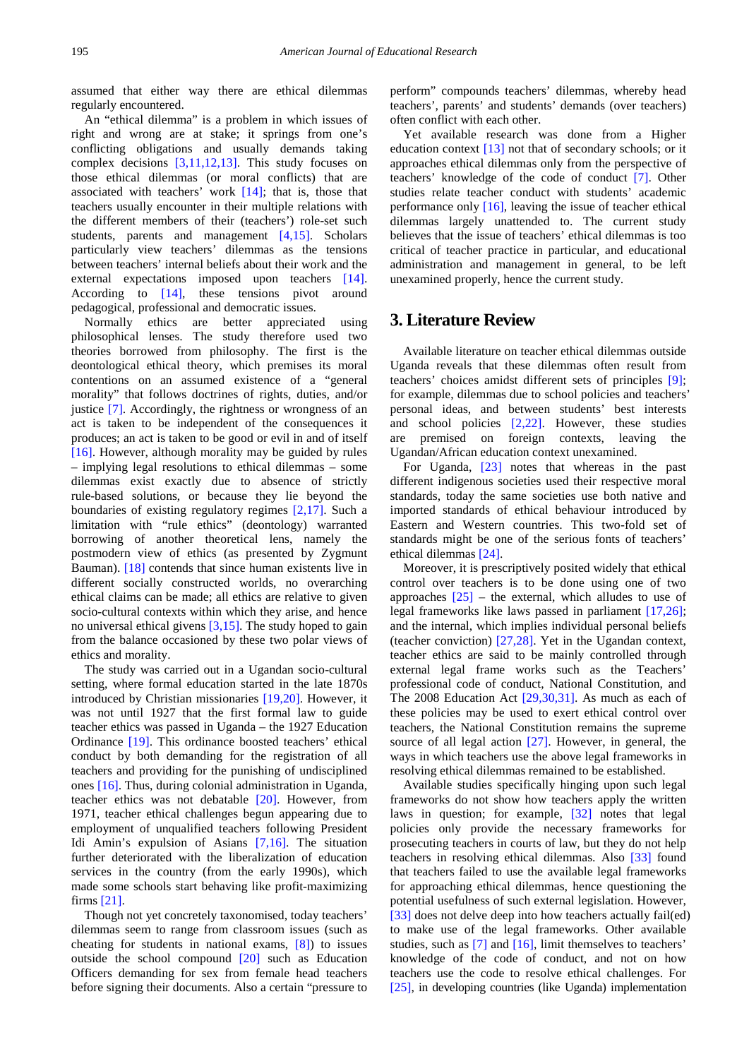assumed that either way there are ethical dilemmas regularly encountered.

An "ethical dilemma" is a problem in which issues of right and wrong are at stake; it springs from one's conflicting obligations and usually demands taking complex decisions [3,11,12,13]. This study focuses on those ethical dilemmas (or moral conflicts) that are associated with teachers' work [14]; that is, those that teachers usually encounter in their multiple relations with the different members of their (teachers') role-set such students, parents and management [4,15]. Scholars particularly view teachers' dilemmas as the tensions between teachers' internal beliefs about their work and the external expectations imposed upon teachers [14]. According to [14], these tensions pivot around pedagogical, professional and democratic issues.

Normally ethics are better appreciated using philosophical lenses. The study therefore used two theories borrowed from philosophy. The first is the deontological ethical theory, which premises its moral contentions on an assumed existence of a "general morality" that follows doctrines of rights, duties, and/or justice [7]. Accordingly, the rightness or wrongness of an act is taken to be independent of the consequences it produces; an act is taken to be good or evil in and of itself [16]. However, although morality may be guided by rules – implying legal resolutions to ethical dilemmas – some dilemmas exist exactly due to absence of strictly rule-based solutions, or because they lie beyond the boundaries of existing regulatory regimes [2,17]. Such a limitation with "rule ethics" (deontology) warranted borrowing of another theoretical lens, namely the postmodern view of ethics (as presented by Zygmunt Bauman). [18] contends that since human existents live in different socially constructed worlds, no overarching ethical claims can be made; all ethics are relative to given socio-cultural contexts within which they arise, and hence no universal ethical givens [3,15]. The study hoped to gain from the balance occasioned by these two polar views of ethics and morality.

The study was carried out in a Ugandan socio-cultural setting, where formal education started in the late 1870s introduced by Christian missionaries [19,20]. However, it was not until 1927 that the first formal law to guide teacher ethics was passed in Uganda – the 1927 Education Ordinance [19]. This ordinance boosted teachers' ethical conduct by both demanding for the registration of all teachers and providing for the punishing of undisciplined ones [16]. Thus, during colonial administration in Uganda, teacher ethics was not debatable [20]. However, from 1971, teacher ethical challenges begun appearing due to employment of unqualified teachers following President Idi Amin's expulsion of Asians [7,16]. The situation further deteriorated with the liberalization of education services in the country (from the early 1990s), which made some schools start behaving like profit-maximizing firms [21].

Though not yet concretely taxonomised, today teachers' dilemmas seem to range from classroom issues (such as cheating for students in national exams, [8]) to issues outside the school compound [20] such as Education Officers demanding for sex from female head teachers before signing their documents. Also a certain "pressure to perform" compounds teachers' dilemmas, whereby head teachers', parents' and students' demands (over teachers) often conflict with each other.

Yet available research was done from a Higher education context [13] not that of secondary schools; or it approaches ethical dilemmas only from the perspective of teachers' knowledge of the code of conduct [7]. Other studies relate teacher conduct with students' academic performance only [16], leaving the issue of teacher ethical dilemmas largely unattended to. The current study believes that the issue of teachers' ethical dilemmas is too critical of teacher practice in particular, and educational administration and management in general, to be left unexamined properly, hence the current study.

## 3. Literature Review

Available literature on teacher ethical dilemmas outside Uganda reveals that these dilemmas often result from teachers' choices amidst different sets of principles [9]; for example, dilemmas due to school policies and teachers' personal ideas, and between students' best interests and school policies [2,22]. However, these studies are premised on foreign contexts, leaving the Ugandan/African education context unexamined.

For Uganda, [23] notes that whereas in the past different indigenous societies used their respective moral standards, today the same societies use both native and imported standards of ethical behaviour introduced by Eastern and Western countries. This two-fold set of standards might be one of the serious fonts of teachers' ethical dilemmas [24].

Moreover, it is prescriptively posited widely that ethical control over teachers is to be done using one of two approaches [25] – the external, which alludes to use of legal frameworks like laws passed in parliament [17,26]; and the internal, which implies individual personal beliefs (teacher conviction) [27,28]. Yet in the Ugandan context, teacher ethics are said to be mainly controlled through external legal frame works such as the Teachers' professional code of conduct, National Constitution, and The 2008 Education Act [29,30,31]. As much as each of these policies may be used to exert ethical control over teachers, the National Constitution remains the supreme source of all legal action [27]. However, in general, the ways in which teachers use the above legal frameworks in resolving ethical dilemmas remained to be established.

Available studies specifically hinging upon such legal frameworks do not show how teachers apply the written laws in question; for example, [32] notes that legal policies only provide the necessary frameworks for prosecuting teachers in courts of law, but they do not help teachers in resolving ethical dilemmas. Also [33] found that teachers failed to use the available legal frameworks for approaching ethical dilemmas, hence questioning the potential usefulness of such external legislation. However, [33] does not delve deep into how teachers actually fail(ed) to make use of the legal frameworks. Other available studies, such as [7] and [16], limit themselves to teachers' knowledge of the code of conduct, and not on how teachers use the code to resolve ethical challenges. For [25], in developing countries (like Uganda) implementation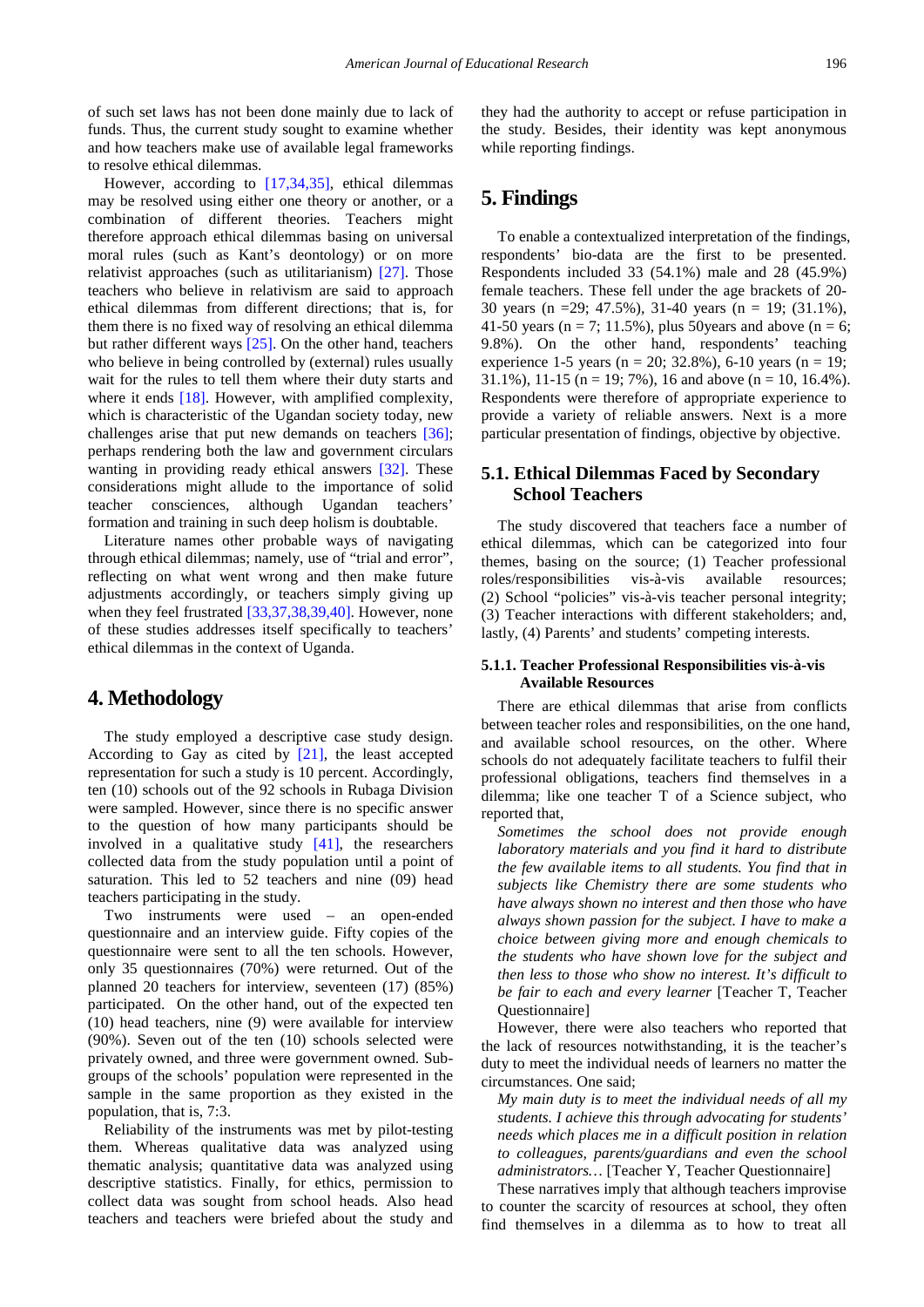of such set laws has not been done mainly due to lack of funds. Thus, the current study sought to examine whether and how teachers make use of available legal frameworks to resolve ethical dilemmas.

However, according to [17,34,35], ethical dilemmas may be resolved using either one theory or another, or a combination of different theories. Teachers might therefore approach ethical dilemmas basing on universal moral rules (such as Kant's deontology) or on more relativist approaches (such as utilitarianism) [27]. Those teachers who believe in relativism are said to approach ethical dilemmas from different directions; that is, for them there is no fixed way of resolving an ethical dilemma but rather different ways [25]. On the other hand, teachers who believe in being controlled by (external) rules usually wait for the rules to tell them where their duty starts and where it ends [18]. However, with amplified complexity, which is characteristic of the Ugandan society today, new challenges arise that put new demands on teachers [36]; perhaps rendering both the law and government circulars wanting in providing ready ethical answers [32]. These considerations might allude to the importance of solid teacher consciences, although Ugandan teachers' formation and training in such deep holism is doubtable.

Literature names other probable ways of navigating through ethical dilemmas; namely, use of "trial and error", reflecting on what went wrong and then make future adjustments accordingly, or teachers simply giving up when they feel frustrated [33,37,38,39,40]. However, none of these studies addresses itself specifically to teachers' ethical dilemmas in the context of Uganda.

# 4. Methodology

The study employed a descriptive case study design. According to Gay as cited by [21], the least accepted representation for such a study is 10 percent. Accordingly, ten (10) schools out of the 92 schools in Rubaga Division were sampled. However, since there is no specific answer to the question of how many participants should be involved in a qualitative study [41], the researchers collected data from the study population until a point of saturation. This led to 52 teachers and nine (09) head teachers participating in the study.

Two instruments were used – an open-ended questionnaire and an interview guide. Fifty copies of the questionnaire were sent to all the ten schools. However, only 35 questionnaires (70%) were returned. Out of the planned 20 teachers for interview, seventeen (17) (85%) participated. On the other hand, out of the expected ten (10) head teachers, nine (9) were available for interview (90%). Seven out of the ten (10) schools selected were privately owned, and three were government owned. Sub-groups of the schools' population were represented in the sample in the same proportion as they existed in the population, that is, 7:3.

Reliability of the instruments was met by pilot-testing them. Whereas qualitative data was analyzed using thematic analysis; quantitative data was analyzed using descriptive statistics. Finally, for ethics, permission to collect data was sought from school heads. Also head teachers and teachers were briefed about the study and they had the authority to accept or refuse participation in the study. Besides, their identity was kept anonymous while reporting findings.

# 5. Findings

To enable a contextualized interpretation of the findings, respondents' bio-data are the first to be presented. Respondents included 33 (54.1%) male and 28 (45.9%) female teachers. These fell under the age brackets of 20-30 years (n =29; 47.5%), 31-40 years (n = 19; (31.1%), 41-50 years (n = 7; 11.5%), plus 50years and above (n = 6; 9.8%). On the other hand, respondents' teaching experience 1-5 years (n = 20; 32.8%), 6-10 years (n = 19; 31.1%), 11-15 (n = 19; 7%), 16 and above (n = 10, 16.4%). Respondents were therefore of appropriate experience to provide a variety of reliable answers. Next is a more particular presentation of findings, objective by objective.

## 5.1. Ethical Dilemmas Faced by Secondary School Teachers

The study discovered that teachers face a number of ethical dilemmas, which can be categorized into four themes, basing on the source; (1) Teacher professional roles/responsibilities vis-à-vis available resources; (2) School "policies" vis-à-vis teacher personal integrity; (3) Teacher interactions with different stakeholders; and, lastly, (4) Parents' and students' competing interests.

### 5.1.1. Teacher Professional Responsibilities vis-à-vis Available Resources

There are ethical dilemmas that arise from conflicts between teacher roles and responsibilities, on the one hand, and available school resources, on the other. Where schools do not adequately facilitate teachers to fulfil their professional obligations, teachers find themselves in a dilemma; like one teacher T of a Science subject, who reported that,

*Sometimes the school does not provide enough laboratory materials and you find it hard to distribute the few available items to all students. You find that in subjects like Chemistry there are some students who have always shown no interest and then those who have always shown passion for the subject. I have to make a choice between giving more and enough chemicals to the students who have shown love for the subject and then less to those who show no interest. It's difficult to be fair to each and every learner* [Teacher T, Teacher Questionnaire]

However, there were also teachers who reported that the lack of resources notwithstanding, it is the teacher's duty to meet the individual needs of learners no matter the circumstances. One said;

*My main duty is to meet the individual needs of all my students. I achieve this through advocating for students' needs which places me in a difficult position in relation to colleagues, parents/guardians and even the school administrators…* [Teacher Y, Teacher Questionnaire]

These narratives imply that although teachers improvise to counter the scarcity of resources at school, they often find themselves in a dilemma as to how to treat all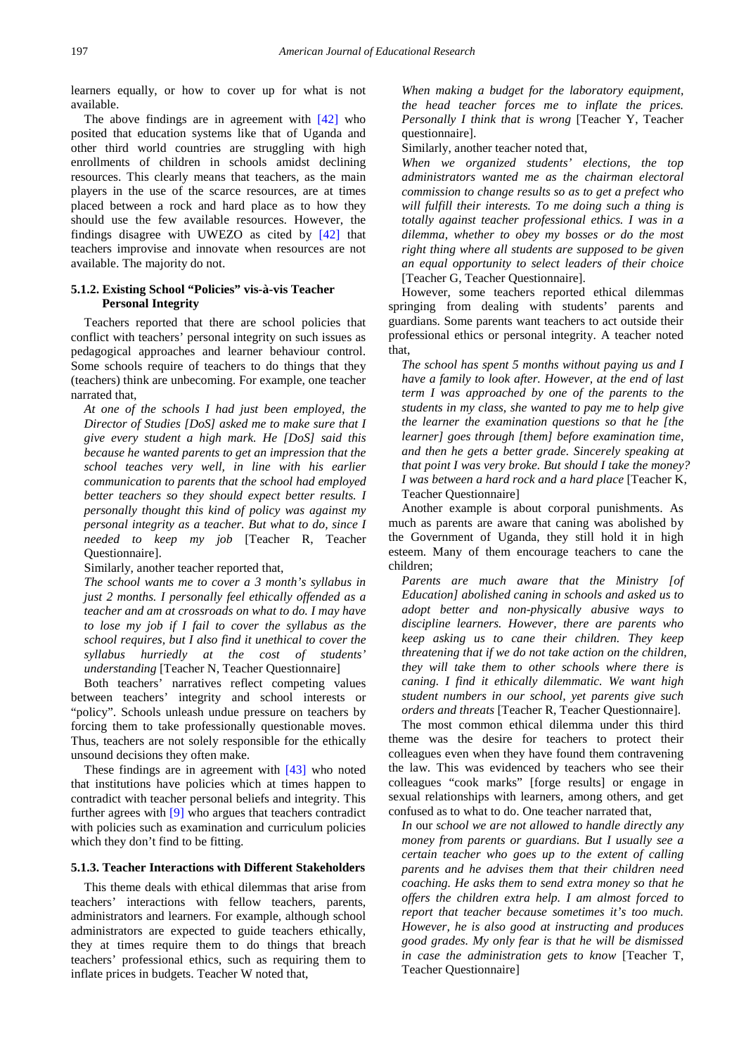learners equally, or how to cover up for what is not available.

The above findings are in agreement with [42] who posited that education systems like that of Uganda and other third world countries are struggling with high enrollments of children in schools amidst declining resources. This clearly means that teachers, as the main players in the use of the scarce resources, are at times placed between a rock and hard place as to how they should use the few available resources. However, the findings disagree with UWEZO as cited by [42] that teachers improvise and innovate when resources are not available. The majority do not.

### 5.1.2. Existing School "Policies" vis-à-vis Teacher Personal Integrity

Teachers reported that there are school policies that conflict with teachers' personal integrity on such issues as pedagogical approaches and learner behaviour control. Some schools require of teachers to do things that they (teachers) think are unbecoming. For example, one teacher narrated that,

*At one of the schools I had just been employed, the Director of Studies [DoS] asked me to make sure that I give every student a high mark. He [DoS] said this because he wanted parents to get an impression that the school teaches very well, in line with his earlier communication to parents that the school had employed better teachers so they should expect better results. I personally thought this kind of policy was against my personal integrity as a teacher. But what to do, since I needed to keep my job* [Teacher R, Teacher Questionnaire].

Similarly, another teacher reported that,

*The school wants me to cover a 3 month's syllabus in just 2 months. I personally feel ethically offended as a teacher and am at crossroads on what to do. I may have to lose my job if I fail to cover the syllabus as the school requires, but I also find it unethical to cover the syllabus hurriedly at the cost of students' understanding* [Teacher N, Teacher Questionnaire]

Both teachers' narratives reflect competing values between teachers' integrity and school interests or "policy". Schools unleash undue pressure on teachers by forcing them to take professionally questionable moves. Thus, teachers are not solely responsible for the ethically unsound decisions they often make.

These findings are in agreement with [43] who noted that institutions have policies which at times happen to contradict with teacher personal beliefs and integrity. This further agrees with [9] who argues that teachers contradict with policies such as examination and curriculum policies which they don't find to be fitting.

### 5.1.3. Teacher Interactions with Different Stakeholders

This theme deals with ethical dilemmas that arise from teachers' interactions with fellow teachers, parents, administrators and learners. For example, although school administrators are expected to guide teachers ethically, they at times require them to do things that breach teachers' professional ethics, such as requiring them to inflate prices in budgets. Teacher W noted that,

*When making a budget for the laboratory equipment, the head teacher forces me to inflate the prices. Personally I think that is wrong* [Teacher Y, Teacher questionnaire].

Similarly, another teacher noted that,

*When we organized students' elections, the top administrators wanted me as the chairman electoral commission to change results so as to get a prefect who will fulfill their interests. To me doing such a thing is totally against teacher professional ethics. I was in a dilemma, whether to obey my bosses or do the most right thing where all students are supposed to be given an equal opportunity to select leaders of their choice* [Teacher G, Teacher Questionnaire].

However, some teachers reported ethical dilemmas springing from dealing with students' parents and guardians. Some parents want teachers to act outside their professional ethics or personal integrity. A teacher noted that,

*The school has spent 5 months without paying us and I have a family to look after. However, at the end of last term I was approached by one of the parents to the students in my class, she wanted to pay me to help give the learner the examination questions so that he [the learner] goes through [them] before examination time, and then he gets a better grade. Sincerely speaking at that point I was very broke. But should I take the money? I was between a hard rock and a hard place* [Teacher K, Teacher Questionnaire]

Another example is about corporal punishments. As much as parents are aware that caning was abolished by the Government of Uganda, they still hold it in high esteem. Many of them encourage teachers to cane the children;

*Parents are much aware that the Ministry [of Education] abolished caning in schools and asked us to adopt better and non-physically abusive ways to discipline learners. However, there are parents who keep asking us to cane their children. They keep threatening that if we do not take action on the children, they will take them to other schools where there is caning. I find it ethically dilemmatic. We want high student numbers in our school, yet parents give such orders and threats* [Teacher R, Teacher Questionnaire].

The most common ethical dilemma under this third theme was the desire for teachers to protect their colleagues even when they have found them contravening the law. This was evidenced by teachers who see their colleagues "cook marks" [forge results] or engage in sexual relationships with learners, among others, and get confused as to what to do. One teacher narrated that,

*In* our *school we are not allowed to handle directly any money from parents or guardians. But I usually see a certain teacher who goes up to the extent of calling parents and he advises them that their children need coaching. He asks them to send extra money so that he offers the children extra help. I am almost forced to report that teacher because sometimes it's too much. However, he is also good at instructing and produces good grades. My only fear is that he will be dismissed in case the administration gets to know* [Teacher T, Teacher Questionnaire]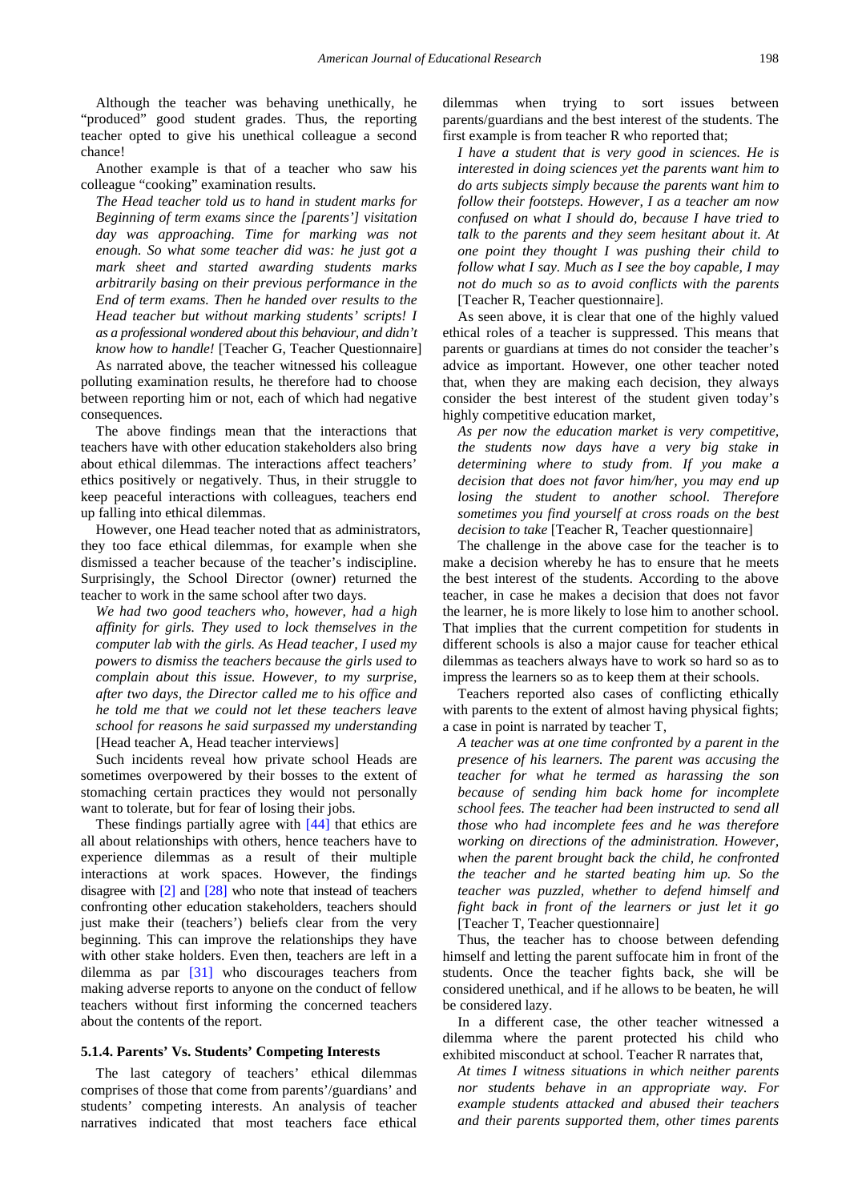Although the teacher was behaving unethically, he "produced" good student grades. Thus, the reporting teacher opted to give his unethical colleague a second chance!

Another example is that of a teacher who saw his colleague "cooking" examination results.

*The Head teacher told us to hand in student marks for Beginning of term exams since the [parents'] visitation day was approaching. Time for marking was not enough. So what some teacher did was: he just got a mark sheet and started awarding students marks arbitrarily basing on their previous performance in the End of term exams. Then he handed over results to the Head teacher but without marking students' scripts! I as a professional wondered about this behaviour, and didn't know how to handle!* [Teacher G, Teacher Questionnaire]

As narrated above, the teacher witnessed his colleague polluting examination results, he therefore had to choose between reporting him or not, each of which had negative consequences.

The above findings mean that the interactions that teachers have with other education stakeholders also bring about ethical dilemmas. The interactions affect teachers' ethics positively or negatively. Thus, in their struggle to keep peaceful interactions with colleagues, teachers end up falling into ethical dilemmas.

However, one Head teacher noted that as administrators, they too face ethical dilemmas, for example when she dismissed a teacher because of the teacher's indiscipline. Surprisingly, the School Director (owner) returned the teacher to work in the same school after two days.

*We had two good teachers who, however, had a high affinity for girls. They used to lock themselves in the computer lab with the girls. As Head teacher, I used my powers to dismiss the teachers because the girls used to complain about this issue. However, to my surprise, after two days, the Director called me to his office and he told me that we could not let these teachers leave school for reasons he said surpassed my understanding* [Head teacher A, Head teacher interviews]

Such incidents reveal how private school Heads are sometimes overpowered by their bosses to the extent of stomaching certain practices they would not personally want to tolerate, but for fear of losing their jobs.

These findings partially agree with [44] that ethics are all about relationships with others, hence teachers have to experience ethical dilemmas as a result of their multiple interactions at work spaces. However, the findings disagree with [2] and [28] who note that instead of teachers confronting other education stakeholders, teachers should just make their (teachers') beliefs clear from the very beginning. This can improve the relationships they have with other stake holders. Even then, teachers are left in a dilemma as par [31] who discourages teachers from making adverse reports to anyone on the conduct of fellow teachers without first informing the concerned teachers about the contents of the report.

#### 5.1.4. Parents' Vs. Students' Competing Interests

The last category of teachers' ethical dilemmas comprises of those that come from parents'/guardians' and students' competing interests. An analysis of teacher narratives indicated that most teachers face ethical dilemmas when trying to sort issues between parents/guardians and the best interest of the students. The first example is from teacher R who reported that;

*I have a student that is very good in sciences. He is interested in doing sciences yet the parents want him to do arts subjects simply because the parents want him to follow their footsteps. However, I as a teacher am now confused on what I should do, because I have tried to talk to the parents and they seem hesitant about it. At one point they thought I was pushing their child to follow what I say. Much as I see the boy capable, I may not do much so as to avoid conflicts with the parents* [Teacher R, Teacher questionnaire].

As seen above, it is clear that one of the highly valued ethical roles of a teacher is suppressed. This means that parents or guardians at times do not consider the teacher's advice as important. However, one other teacher noted that, when they are making each decision, they always consider the best interest of the student given today's highly competitive education market,

*As per now the education market is very competitive, the students now days have a very big stake in determining where to study from. If you make a decision that does not favor him/her, you may end up losing the student to another school. Therefore sometimes you find yourself at cross roads on the best decision to take* [Teacher R, Teacher questionnaire]

The challenge in the above case for the teacher is to make a decision whereby he has to ensure that he meets the best interest of the students. According to the above teacher, in case he makes a decision that does not favor the learner, he is more likely to lose him to another school. That implies that the current competition for students in different schools is also a major cause for teacher ethical dilemmas as teachers always have to work so hard so as to impress the learners so as to keep them at their schools.

Teachers reported also cases of conflicting ethically with parents to the extent of almost having physical fights; a case in point is narrated by teacher T,

*A teacher was at one time confronted by a parent in the presence of his learners. The parent was accusing the teacher for what he termed as harassing the son because of sending him back home for incomplete school fees. The teacher had been instructed to send all those who had incomplete fees and he was therefore working on directions of the administration. However, when the parent brought back the child, he confronted the teacher and he started beating him up. So the teacher was puzzled, whether to defend himself and fight back in front of the learners or just let it go* [Teacher T, Teacher questionnaire]

Thus, the teacher has to choose between defending himself and letting the parent suffocate him in front of the students. Once the teacher fights back, she will be considered unethical, and if he allows to be beaten, he will be considered lazy.

In a different case, the other teacher witnessed a dilemma where the parent protected his child who exhibited misconduct at school. Teacher R narrates that,

*At times I witness situations in which neither parents nor students behave in an appropriate way. For example students attacked and abused their teachers and their parents supported them, other times parents*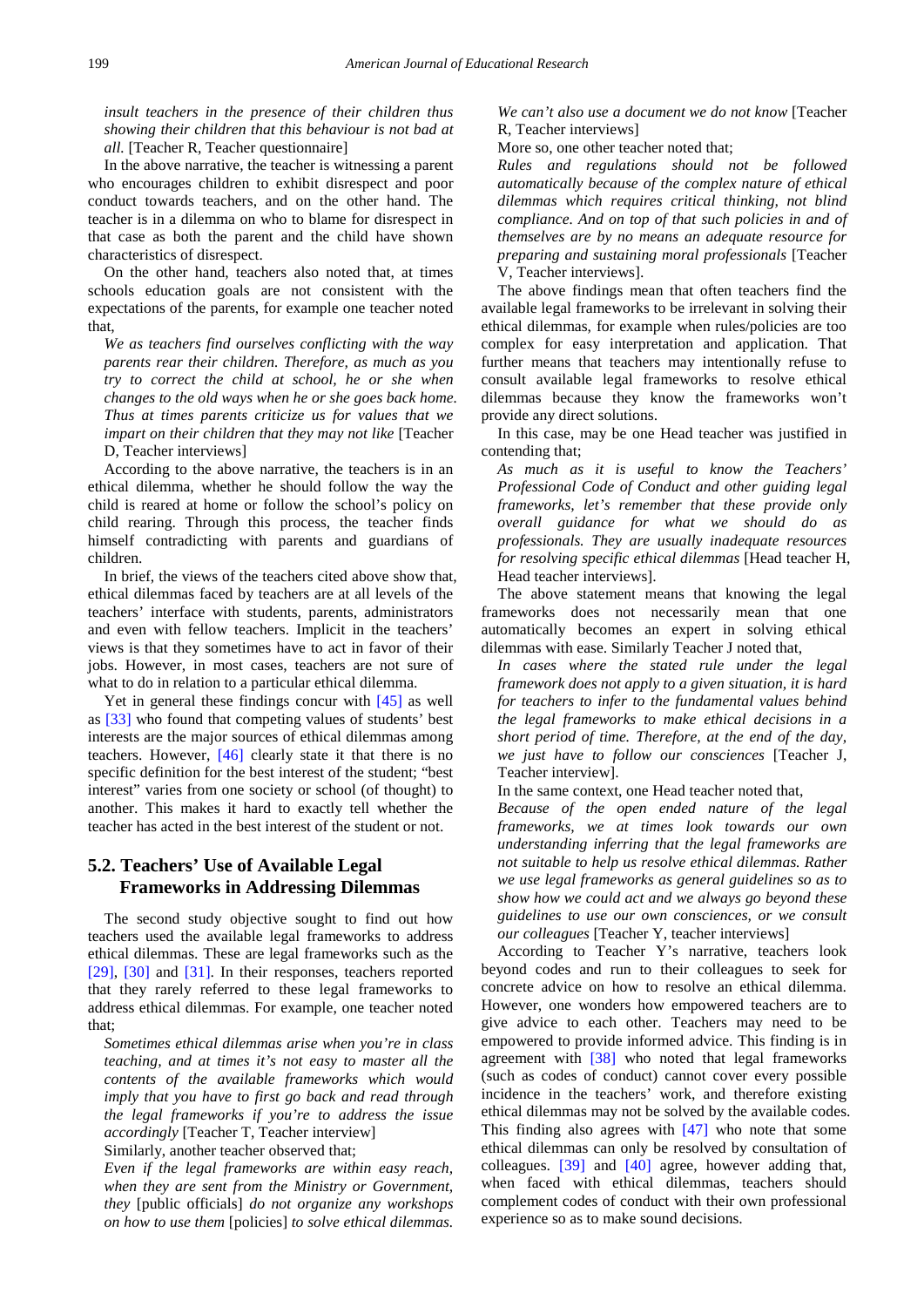*insult teachers in the presence of their children thus showing their children that this behaviour is not bad at all.* [Teacher R, Teacher questionnaire]

In the above narrative, the teacher is witnessing a parent who encourages children to exhibit disrespect and poor conduct towards teachers, and on the other hand. The teacher is in a dilemma on who to blame for disrespect in that case as both the parent and the child have shown characteristics of disrespect.

On the other hand, teachers also noted that, at times schools education goals are not consistent with the expectations of the parents, for example one teacher noted that,

*We as teachers find ourselves conflicting with the way parents rear their children. Therefore, as much as you try to correct the child at school, he or she when changes to the old ways when he or she goes back home. Thus at times parents criticize us for values that we impart on their children that they may not like* [Teacher D, Teacher interviews]

According to the above narrative, the teachers is in an ethical dilemma, whether he should follow the way the child is reared at home or follow the school's policy on child rearing. Through this process, the teacher finds himself contradicting with parents and guardians of children.

In brief, the views of the teachers cited above show that, ethical dilemmas faced by teachers are at all levels of the teachers' interface with students, parents, administrators and even with fellow teachers. Implicit in the teachers' views is that they sometimes have to act in favor of their jobs. However, in most cases, teachers are not sure of what to do in relation to a particular ethical dilemma.

Yet in general these findings concur with [45] as well as [33] who found that competing values of students' best interests are the major sources of ethical dilemmas among teachers. However, [46] clearly state it that there is no specific definition for the best interest of the student; "best interest" varies from one society or school (of thought) to another. This makes it hard to exactly tell whether the teacher has acted in the best interest of the student or not.

## 5.2. Teachers' Use of Available Legal Frameworks in Addressing Dilemmas

The second study objective sought to find out how teachers used the available legal frameworks to address ethical dilemmas. These are legal frameworks such as the [29], [30] and [31]. In their responses, teachers reported that they rarely referred to these legal frameworks to address ethical dilemmas. For example, one teacher noted that;

*Sometimes ethical dilemmas arise when you're in class teaching, and at times it's not easy to master all the contents of the available frameworks which would imply that you have to first go back and read through the legal frameworks if you're to address the issue accordingly* [Teacher T, Teacher interview]

Similarly, another teacher observed that;

*Even if the legal frameworks are within easy reach, when they are sent from the Ministry or Government, they* [public officials] *do not organize any workshops on how to use them* [policies] *to solve ethical dilemmas. We can't also use a document we do not know* [Teacher R, Teacher interviews]

More so, one other teacher noted that;

*Rules and regulations should not be followed automatically because of the complex nature of ethical dilemmas which requires critical thinking, not blind compliance. And on top of that such policies in and of themselves are by no means an adequate resource for preparing and sustaining moral professionals* [Teacher V, Teacher interviews].

The above findings mean that often teachers find the available legal frameworks to be irrelevant in solving their ethical dilemmas, for example when rules/policies are too complex for easy interpretation and application. That further means that teachers may intentionally refuse to consult available legal frameworks to resolve ethical dilemmas because they know the frameworks won't provide any direct solutions.

In this case, may be one Head teacher was justified in contending that;

*As much as it is useful to know the Teachers' Professional Code of Conduct and other guiding legal frameworks, let's remember that these provide only overall guidance for what we should do as professionals. They are usually inadequate resources for resolving specific ethical dilemmas* [Head teacher H, Head teacher interviews].

The above statement means that knowing the legal frameworks does not necessarily mean that one automatically becomes an expert in solving ethical dilemmas with ease. Similarly Teacher J noted that,

*In cases where the stated rule under the legal framework does not apply to a given situation, it is hard for teachers to infer to the fundamental values behind the legal frameworks to make ethical decisions in a short period of time. Therefore, at the end of the day, we just have to follow our consciences* [Teacher J, Teacher interview].

In the same context, one Head teacher noted that,

*Because of the open ended nature of the legal frameworks, we at times look towards our own understanding inferring that the legal frameworks are not suitable to help us resolve ethical dilemmas. Rather we use legal frameworks as general guidelines so as to show how we could act and we always go beyond these guidelines to use our own consciences, or we consult our colleagues* [Teacher Y, teacher interviews]

According to Teacher Y's narrative, teachers look beyond codes and run to their colleagues to seek for concrete advice on how to resolve an ethical dilemma. However, one wonders how empowered teachers are to give advice to each other. Teachers may need to be empowered to provide informed advice. This finding is in agreement with [38] who noted that legal frameworks (such as codes of conduct) cannot cover every possible incidence in the teachers' work, and therefore existing ethical dilemmas may not be solved by the available codes. This finding also agrees with [47] who note that some ethical dilemmas can only be resolved by consultation of colleagues. [39] and [40] agree, however adding that, when faced with ethical dilemmas, teachers should complement codes of conduct with their own professional experience so as to make sound decisions.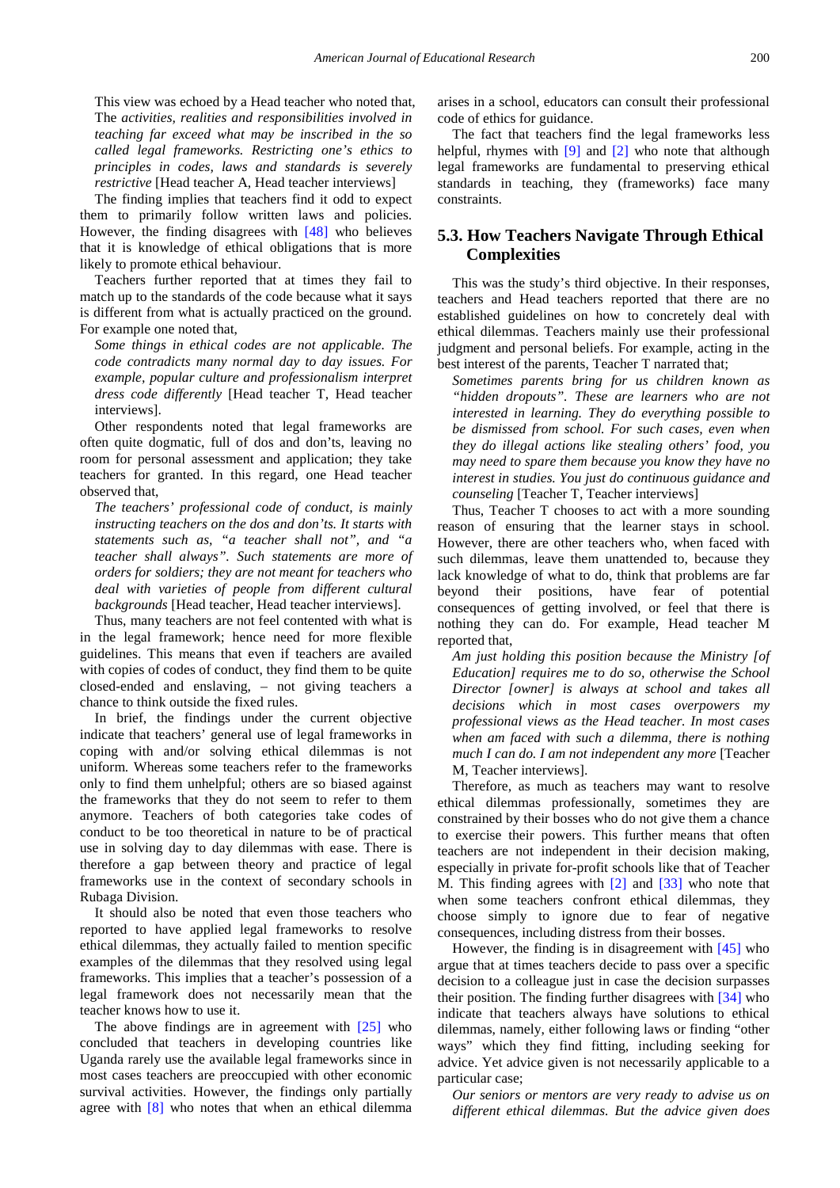This view was echoed by a Head teacher who noted that, The *activities, realities and responsibilities involved in teaching far exceed what may be inscribed in the so called legal frameworks. Restricting one's ethics to principles in codes, laws and standards is severely restrictive* [Head teacher A, Head teacher interviews]

The finding implies that teachers find it odd to expect them to primarily follow written laws and policies. However, the finding disagrees with [48] who believes that it is knowledge of ethical obligations that is more likely to promote ethical behaviour.

Teachers further reported that at times they fail to match up to the standards of the code because what it says is different from what is actually practiced on the ground. For example one noted that,

> *Some things in ethical codes are not applicable. The code contradicts many normal day to day issues. For example, popular culture and professionalism interpret dress code differently* [Head teacher T, Head teacher interviews].

Other respondents noted that legal frameworks are often quite dogmatic, full of dos and don'ts, leaving no room for personal assessment and application; they take teachers for granted. In this regard, one Head teacher observed that,

> *The teachers' professional code of conduct, is mainly instructing teachers on the dos and don'ts. It starts with statements such as, "a teacher shall not", and "a teacher shall always". Such statements are more of orders for soldiers; they are not meant for teachers who deal with varieties of people from different cultural backgrounds* [Head teacher, Head teacher interviews].

Thus, many teachers are not feel contented with what is in the legal framework; hence need for more flexible guidelines. This means that even if teachers are availed with copies of codes of conduct, they find them to be quite closed-ended and enslaving, – not giving teachers a chance to think outside the fixed rules.

In brief, the findings under the current objective indicate that teachers' general use of legal frameworks in coping with and/or solving ethical dilemmas is not uniform. Whereas some teachers refer to the frameworks only to find them unhelpful; others are so biased against the frameworks that they do not seem to refer to them anymore. Teachers of both categories take codes of conduct to be too theoretical in nature to be of practical use in solving day to day dilemmas with ease. There is therefore a gap between theory and practice of legal frameworks use in the context of secondary schools in Rubaga Division.

It should also be noted that even those teachers who reported to have applied legal frameworks to resolve ethical dilemmas, they actually failed to mention specific examples of the dilemmas that they resolved using legal frameworks. This implies that a teacher's possession of a legal framework does not necessarily mean that the teacher knows how to use it.

The above findings are in agreement with [25] who concluded that teachers in developing countries like Uganda rarely use the available legal frameworks since in most cases teachers are preoccupied with other economic survival activities. However, the findings only partially agree with [8] who notes that when an ethical dilemma arises in a school, educators can consult their professional code of ethics for guidance.

The fact that teachers find the legal frameworks less helpful, rhymes with [9] and [2] who note that although legal frameworks are fundamental to preserving ethical standards in teaching, they (frameworks) face many constraints.

## 5.3. How Teachers Navigate Through Ethical Complexities

This was the study's third objective. In their responses, teachers and Head teachers reported that there are no established guidelines on how to concretely deal with ethical dilemmas. Teachers mainly use their professional judgment and personal beliefs. For example, acting in the best interest of the parents, Teacher T narrated that;

> *Sometimes parents bring for us children known as "hidden dropouts". These are learners who are not interested in learning. They do everything possible to be dismissed from school. For such cases, even when they do illegal actions like stealing others' food, you may need to spare them because you know they have no interest in studies. You just do continuous guidance and counseling* [Teacher T, Teacher interviews]

Thus, Teacher T chooses to act with a more sounding reason of ensuring that the learner stays in school. However, there are other teachers who, when faced with such dilemmas, leave them unattended to, because they lack knowledge of what to do, think that problems are far beyond their positions, have fear of potential consequences of getting involved, or feel that there is nothing they can do. For example, Head teacher M reported that,

> *Am just holding this position because the Ministry [of Education] requires me to do so, otherwise the School Director [owner] is always at school and takes all decisions which in most cases overpowers my professional views as the Head teacher. In most cases when am faced with such a dilemma, there is nothing much I can do. I am not independent any more* [Teacher M, Teacher interviews].

Therefore, as much as teachers may want to resolve ethical dilemmas professionally, sometimes they are constrained by their bosses who do not give them a chance to exercise their powers. This further means that often teachers are not independent in their decision making, especially in private for-profit schools like that of Teacher M. This finding agrees with [2] and [33] who note that when some teachers confront ethical dilemmas, they choose simply to ignore due to fear of negative consequences, including distress from their bosses.

However, the finding is in disagreement with [45] who argue that at times teachers decide to pass over a specific decision to a colleague just in case the decision surpasses their position. The finding further disagrees with [34] who indicate that teachers always have solutions to ethical dilemmas, namely, either following laws or finding "other ways" which they find fitting, including seeking for advice. Yet advice given is not necessarily applicable to a particular case;

> *Our seniors or mentors are very ready to advise us on different ethical dilemmas. But the advice given does*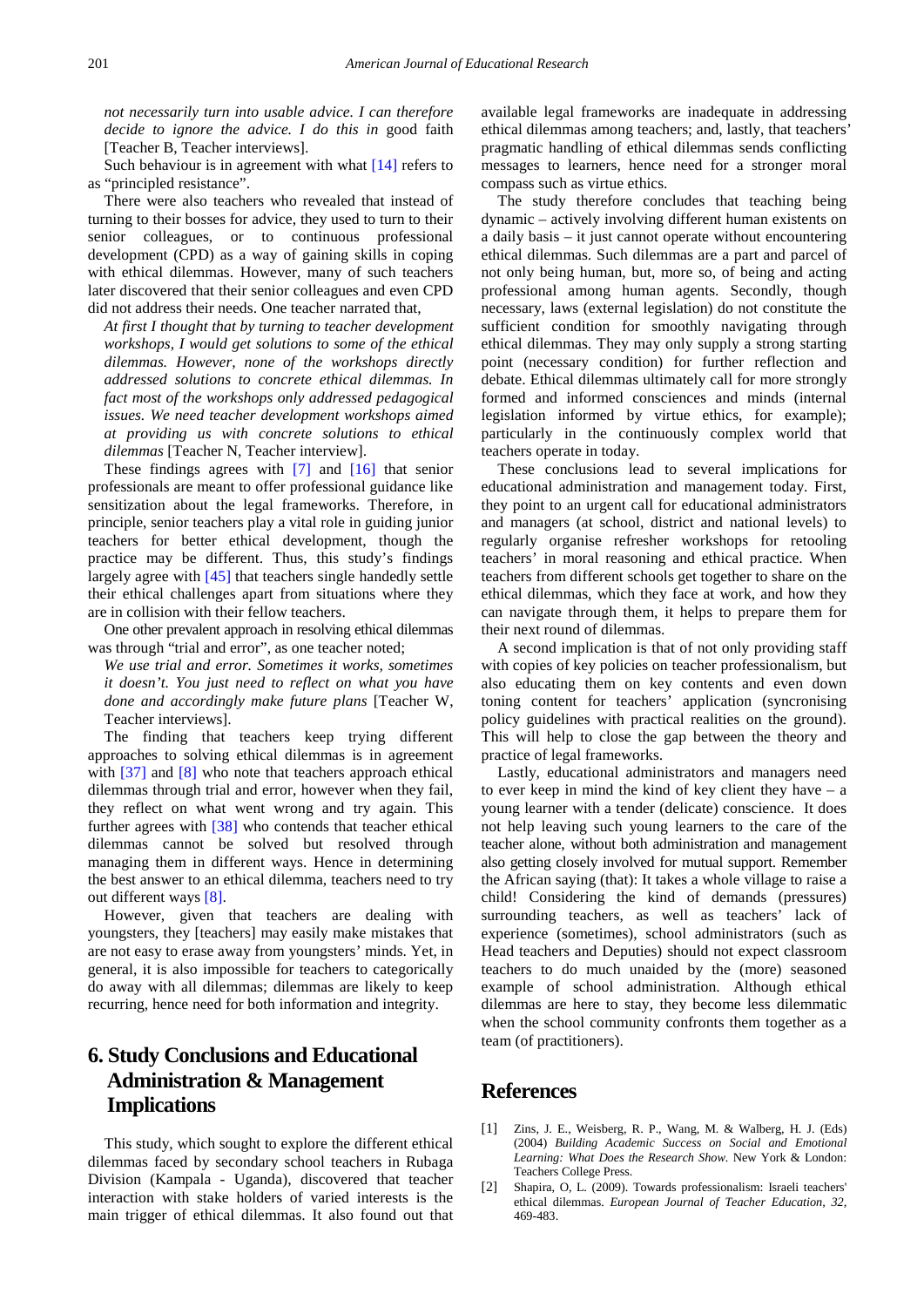*not necessarily turn into usable advice. I can therefore decide to ignore the advice. I do this in* good faith [Teacher B, Teacher interviews].

Such behaviour is in agreement with what [14] refers to as "principled resistance".

There were also teachers who revealed that instead of turning to their bosses for advice, they used to turn to their senior colleagues, or to continuous professional development (CPD) as a way of gaining skills in coping with ethical dilemmas. However, many of such teachers later discovered that their senior colleagues and even CPD did not address their needs. One teacher narrated that,

*At first I thought that by turning to teacher development workshops, I would get solutions to some of the ethical dilemmas. However, none of the workshops directly addressed solutions to concrete ethical dilemmas. In fact most of the workshops only addressed pedagogical issues. We need teacher development workshops aimed at providing us with concrete solutions to ethical dilemmas* [Teacher N, Teacher interview].

These findings agrees with [7] and [16] that senior professionals are meant to offer professional guidance like sensitization about the legal frameworks. Therefore, in principle, senior teachers play a vital role in guiding junior teachers for better ethical development, though the practice may be different. Thus, this study's findings largely agree with [45] that teachers single handedly settle their ethical challenges apart from situations where they are in collision with their fellow teachers.

One other prevalent approach in resolving ethical dilemmas was through "trial and error", as one teacher noted;

*We use trial and error. Sometimes it works, sometimes it doesn't. You just need to reflect on what you have done and accordingly make future plans* [Teacher W, Teacher interviews].

The finding that teachers keep trying different approaches to solving ethical dilemmas is in agreement with [37] and [8] who note that teachers approach ethical dilemmas through trial and error, however when they fail, they reflect on what went wrong and try again. This further agrees with [38] who contends that teacher ethical dilemmas cannot be solved but resolved through managing them in different ways. Hence in determining the best answer to an ethical dilemma, teachers need to try out different ways [8].

However, given that teachers are dealing with youngsters, they [teachers] may easily make mistakes that are not easy to erase away from youngsters' minds. Yet, in general, it is also impossible for teachers to categorically do away with all dilemmas; dilemmas are likely to keep recurring, hence need for both information and integrity.

## 6. Study Conclusions and Educational Administration & Management Implications

This study, which sought to explore the different ethical dilemmas faced by secondary school teachers in Rubaga Division (Kampala - Uganda), discovered that teacher interaction with stake holders of varied interests is the main trigger of ethical dilemmas. It also found out that available legal frameworks are inadequate in addressing ethical dilemmas among teachers; and, lastly, that teachers' pragmatic handling of ethical dilemmas sends conflicting messages to learners, hence need for a stronger moral compass such as virtue ethics.

The study therefore concludes that teaching being dynamic – actively involving different human existents on a daily basis – it just cannot operate without encountering ethical dilemmas. Such dilemmas are a part and parcel of not only being human, but, more so, of being and acting professional among human agents. Secondly, though necessary, laws (external legislation) do not constitute the sufficient condition for smoothly navigating through ethical dilemmas. They may only supply a strong starting point (necessary condition) for further reflection and debate. Ethical dilemmas ultimately call for more strongly formed and informed consciences and minds (internal legislation informed by virtue ethics, for example); particularly in the continuously complex world that teachers operate in today.

These conclusions lead to several implications for educational administration and management today. First, they point to an urgent call for educational administrators and managers (at school, district and national levels) to regularly organise refresher workshops for retooling teachers' in moral reasoning and ethical practice. When teachers from different schools get together to share on the ethical dilemmas, which they face at work, and how they can navigate through them, it helps to prepare them for their next round of dilemmas.

A second implication is that of not only providing staff with copies of key policies on teacher professionalism, but also educating them on key contents and even down toning content for teachers' application (syncronising policy guidelines with practical realities on the ground). This will help to close the gap between the theory and practice of legal frameworks.

Lastly, educational administrators and managers need to ever keep in mind the kind of key client they have – a young learner with a tender (delicate) conscience. It does not help leaving such young learners to the care of the teacher alone, without both administration and management also getting closely involved for mutual support. Remember the African saying (that): It takes a whole village to raise a child! Considering the kind of demands (pressures) surrounding teachers, as well as teachers' lack of experience (sometimes), school administrators (such as Head teachers and Deputies) should not expect classroom teachers to do much unaided by the (more) seasoned example of school administration. Although ethical dilemmas are here to stay, they become less dilemmatic when the school community confronts them together as a team (of practitioners).

## References

[1] Zins, J. E., Weisberg, R. P., Wang, M. & Walberg, H. J. (Eds) (2004) *Building Academic Success on Social and Emotional Learning: What Does the Research Show.* New York & London: Teachers College Press.

[2] Shapira, O, L. (2009). Towards professionalism: Israeli teachers' ethical dilemmas. *European Journal of Teacher Education, 32,* 469-483.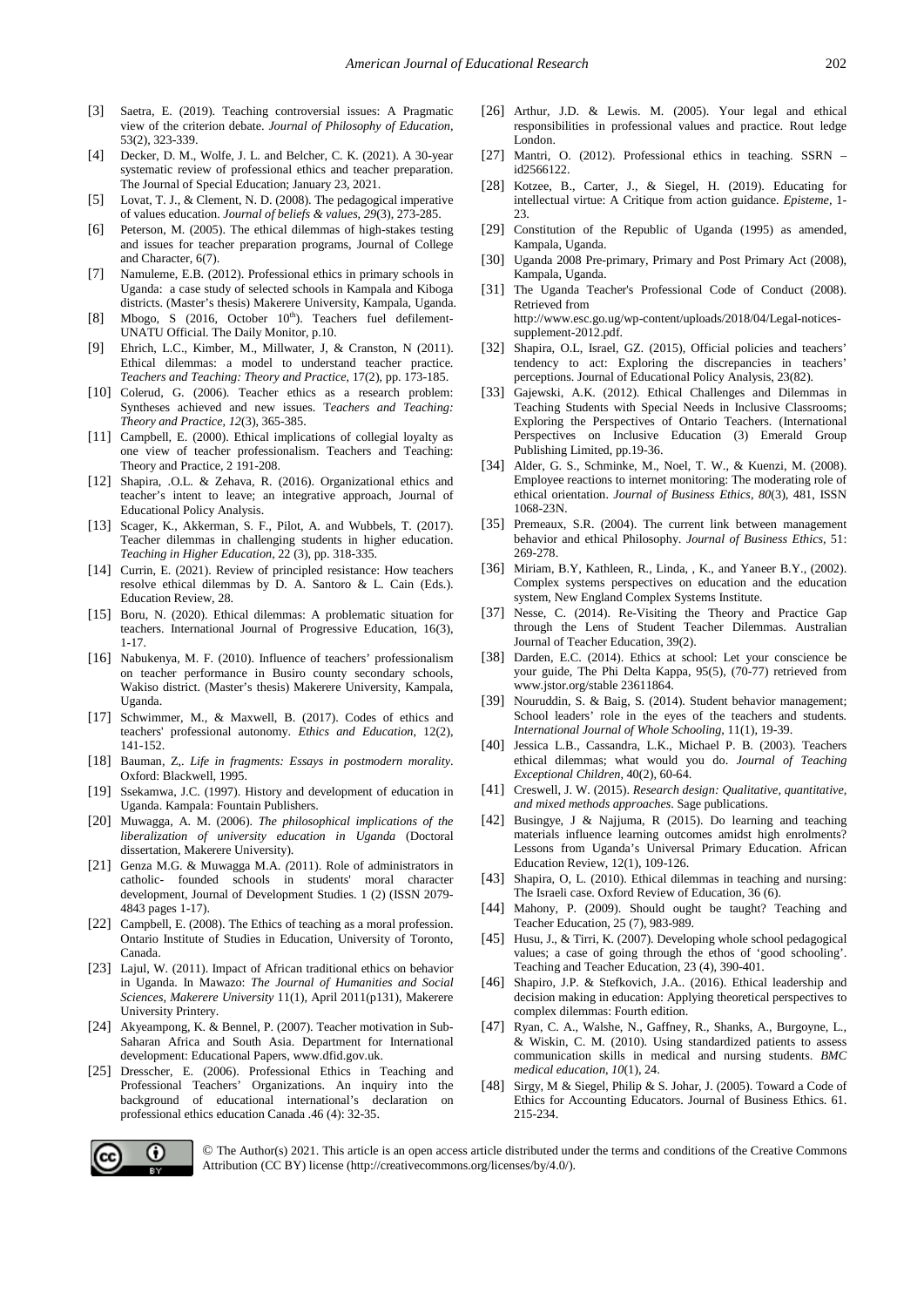[3] Saetra, E. (2019). Teaching controversial issues: A Pragmatic view of the criterion debate. *Journal of Philosophy of Education*, 53(2), 323-339.

[4] Decker, D. M., Wolfe, J. L. and Belcher, C. K. (2021). A 30-year systematic review of professional ethics and teacher preparation. The Journal of Special Education; January 23, 2021.

[5] Lovat, T. J., & Clement, N. D. (2008). The pedagogical imperative of values education. *Journal of beliefs & values*, *29*(3), 273-285.

[6] Peterson, M. (2005). The ethical dilemmas of high-stakes testing and issues for teacher preparation programs, Journal of College and Character, 6(7).

[7] Namuleme, E.B. (2012). Professional ethics in primary schools in Uganda: a case study of selected schools in Kampala and Kiboga districts. (Master's thesis) Makerere University, Kampala, Uganda.

[8] Mbogo, S (2016, October 10th). Teachers fuel defilement-UNATU Official. The Daily Monitor, p.10.

[9] Ehrich, L.C., Kimber, M., Millwater, J, & Cranston, N (2011). Ethical dilemmas: a model to understand teacher practice. *Teachers and Teaching: Theory and Practice*, 17(2), pp. 173-185.

[10] Colerud, G. (2006). Teacher ethics as a research problem: Syntheses achieved and new issues. T*eachers and Teaching: Theory and Practice, 12*(3), 365-385.

[11] Campbell, E. (2000). Ethical implications of collegial loyalty as one view of teacher professionalism. Teachers and Teaching: Theory and Practice, 2 191-208.

[12] Shapira, .O.L. & Zehava, R. (2016). Organizational ethics and teacher's intent to leave; an integrative approach, Journal of Educational Policy Analysis.

[13] Scager, K., Akkerman, S. F., Pilot, A. and Wubbels, T. (2017). Teacher dilemmas in challenging students in higher education. *Teaching in Higher Education*, 22 (3), pp. 318-335.

[14] Currin, E. (2021). Review of principled resistance: How teachers resolve ethical dilemmas by D. A. Santoro & L. Cain (Eds.). Education Review, 28.

[15] Boru, N. (2020). Ethical dilemmas: A problematic situation for teachers. International Journal of Progressive Education, 16(3), 1-17.

[16] Nabukenya, M. F. (2010). Influence of teachers' professionalism on teacher performance in Busiro county secondary schools, Wakiso district. (Master's thesis) Makerere University, Kampala, Uganda.

[17] Schwimmer, M., & Maxwell, B. (2017). Codes of ethics and teachers' professional autonomy. *Ethics and Education*, 12(2), 141-152.

[18] Bauman, Z,. *Life in fragments: Essays in postmodern morality*. Oxford: Blackwell, 1995.

[19] Ssekamwa, J.C. (1997). History and development of education in Uganda. Kampala: Fountain Publishers.

[20] Muwagga, A. M. (2006). *The philosophical implications of the liberalization of university education in Uganda* (Doctoral dissertation, Makerere University).

[21] Genza M.G. & Muwagga M.A. *(*2011). Role of administrators in catholic- founded schools in students' moral character development, Journal of Development Studies. 1 (2) (ISSN 2079-4843 pages 1-17).

[22] Campbell, E. (2008). The Ethics of teaching as a moral profession. Ontario Institute of Studies in Education, University of Toronto, Canada.

[23] Lajul, W. (2011). Impact of African traditional ethics on behavior in Uganda. In Mawazo: *The Journal of Humanities and Social Sciences, Makerere University* 11(1), April 2011(p131), Makerere University Printery.

[24] Akyeampong, K. & Bennel, P. (2007). Teacher motivation in Sub-Saharan Africa and South Asia. Department for International development: Educational Papers, www.dfid.gov.uk.

[25] Dresscher, E. (2006). Professional Ethics in Teaching and Professional Teachers' Organizations. An inquiry into the background of educational international's declaration on professional ethics education Canada .46 (4): 32-35.

[26] Arthur, J.D. & Lewis. M. (2005). Your legal and ethical responsibilities in professional values and practice. Rout ledge London.

[27] Mantri, O. (2012). Professional ethics in teaching. SSRN – id2566122.

[28] Kotzee, B., Carter, J., & Siegel, H. (2019). Educating for intellectual virtue: A Critique from action guidance. *Episteme*, 1-23.

[29] Constitution of the Republic of Uganda (1995) as amended, Kampala, Uganda.

[30] Uganda 2008 Pre-primary, Primary and Post Primary Act (2008), Kampala, Uganda.

[31] The Uganda Teacher's Professional Code of Conduct (2008). Retrieved from http://www.esc.go.ug/wp-content/uploads/2018/04/Legal-notices-supplement-2012.pdf.

[32] Shapira, O.L, Israel, GZ. (2015), Official policies and teachers' tendency to act: Exploring the discrepancies in teachers' perceptions. Journal of Educational Policy Analysis, 23(82).

[33] Gajewski, A.K. (2012). Ethical Challenges and Dilemmas in Teaching Students with Special Needs in Inclusive Classrooms; Exploring the Perspectives of Ontario Teachers. (International Perspectives on Inclusive Education (3) Emerald Group Publishing Limited, pp.19-36.

[34] Alder, G. S., Schminke, M., Noel, T. W., & Kuenzi, M. (2008). Employee reactions to internet monitoring: The moderating role of ethical orientation. *Journal of Business Ethics*, *80*(3), 481, ISSN 1068-23N.

[35] Premeaux, S.R. (2004). The current link between management behavior and ethical Philosophy. *Journal of Business Ethics*, 51: 269-278.

[36] Miriam, B.Y, Kathleen, R., Linda, , K., and Yaneer B.Y., (2002). Complex systems perspectives on education and the education system, New England Complex Systems Institute.

[37] Nesse, C. (2014). Re-Visiting the Theory and Practice Gap through the Lens of Student Teacher Dilemmas. Australian Journal of Teacher Education, 39(2).

[38] Darden, E.C. (2014). Ethics at school: Let your conscience be your guide, The Phi Delta Kappa, 95(5), (70-77) retrieved from www.jstor.org/stable 23611864.

[39] Nouruddin, S. & Baig, S. (2014). Student behavior management; School leaders' role in the eyes of the teachers and students. *International Journal of Whole Schooling*, 11(1), 19-39.

[40] Jessica L.B., Cassandra, L.K., Michael P. B. (2003). Teachers ethical dilemmas; what would you do. *Journal of Teaching Exceptional Children*, 40(2), 60-64.

[41] Creswell, J. W. (2015). *Research design: Qualitative, quantitative, and mixed methods approaches*. Sage publications.

[42] Busingye, J & Najjuma, R (2015). Do learning and teaching materials influence learning outcomes amidst high enrolments? Lessons from Uganda's Universal Primary Education. African Education Review, 12(1), 109-126.

[43] Shapira, O, L. (2010). Ethical dilemmas in teaching and nursing: The Israeli case. Oxford Review of Education, 36 (6).

[44] Mahony, P. (2009). Should ought be taught? Teaching and Teacher Education, 25 (7), 983-989.

[45] Husu, J., & Tirri, K. (2007). Developing whole school pedagogical values; a case of going through the ethos of 'good schooling'. Teaching and Teacher Education, 23 (4), 390-401.

[46] Shapiro, J.P. & Stefkovich, J.A.. (2016). Ethical leadership and decision making in education: Applying theoretical perspectives to complex dilemmas: Fourth edition.

[47] Ryan, C. A., Walshe, N., Gaffney, R., Shanks, A., Burgoyne, L., & Wiskin, C. M. (2010). Using standardized patients to assess communication skills in medical and nursing students. *BMC medical education*, *10*(1), 24.

[48] Sirgy, M & Siegel, Philip & S. Johar, J. (2005). Toward a Code of Ethics for Accounting Educators. Journal of Business Ethics. 61. 215-234.

© The Author(s) 2021. This article is an open access article distributed under the terms and conditions of the Creative Commons Attribution (CC BY) license (http://creativecommons.org/licenses/by/4.0/).